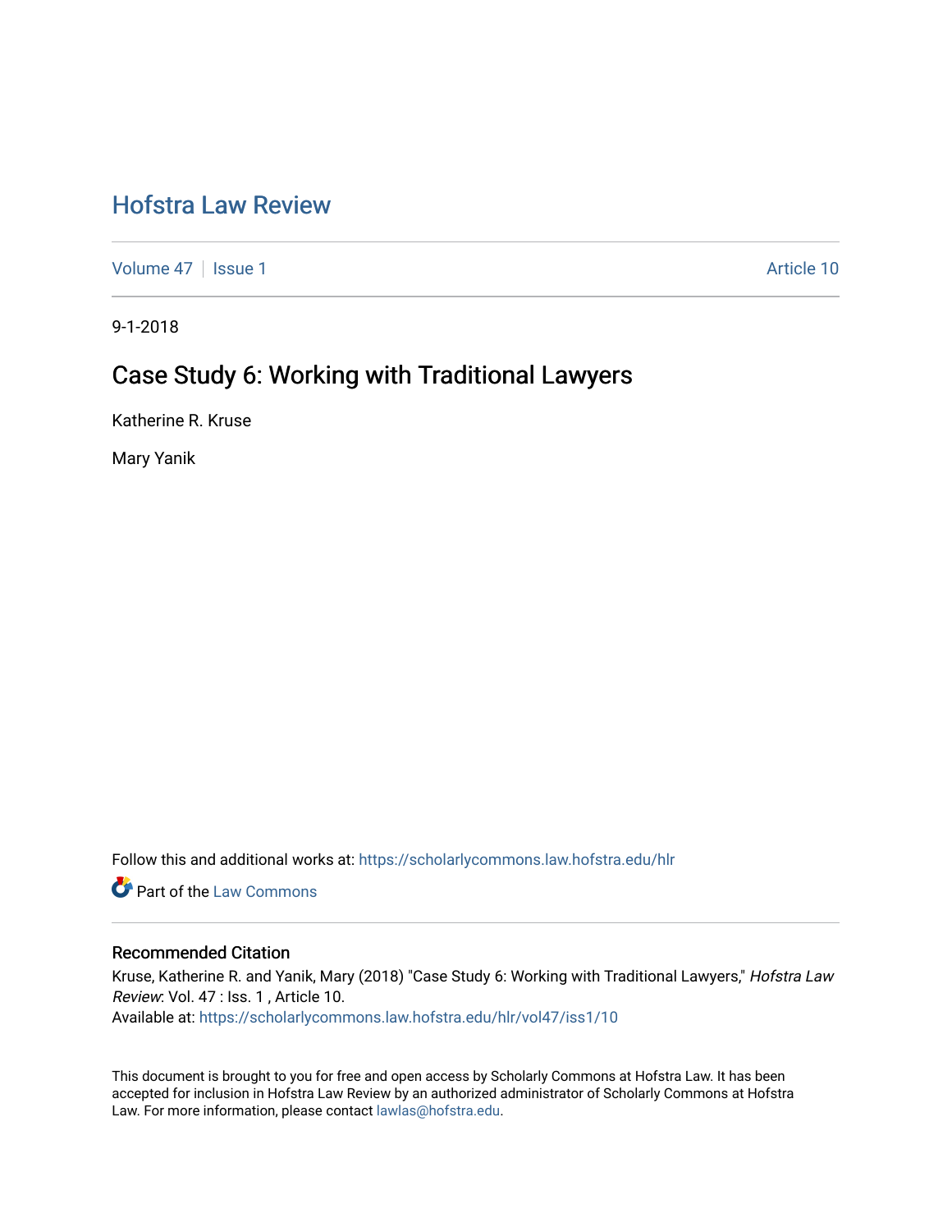# Hofstra Law Review

Volume 47 | Issue 1 | Article 10

9-1-2018

## Case Study 6: Working with Traditional Lawyers

Katherine R. Kruse

Mary Yanik

Follow this and additional works at: https://scholarlycommons.law.hofstra.edu/hlr

Part of the Law Commons

### Recommended Citation

Kruse, Katherine R. and Yanik, Mary (2018) "Case Study 6: Working with Traditional Lawyers," *Hofstra Law Review*: Vol. 47 : Iss. 1 , Article 10.
Available at: https://scholarlycommons.law.hofstra.edu/hlr/vol47/iss1/10

This document is brought to you for free and open access by Scholarly Commons at Hofstra Law. It has been accepted for inclusion in Hofstra Law Review by an authorized administrator of Scholarly Commons at Hofstra Law. For more information, please contact lawlas@hofstra.edu.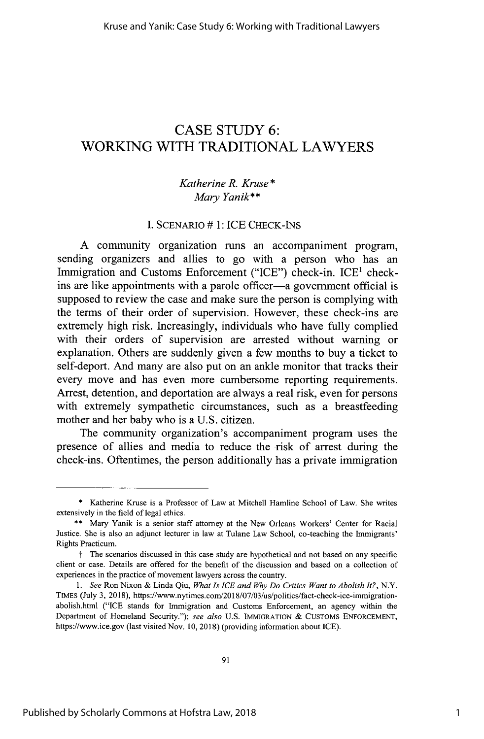# CASE STUDY 6: WORKING WITH TRADITIONAL LAWYERS

*Katherine R. Kruse\**
*Mary Yanik\*\**

## I. SCENARIO # 1: ICE CHECK-INS

A community organization runs an accompaniment program, sending organizers and allies to go with a person who has an Immigration and Customs Enforcement ("ICE") check-in. ICE[1] check-ins are like appointments with a parole officer—a government official is supposed to review the case and make sure the person is complying with the terms of their order of supervision. However, these check-ins are extremely high risk. Increasingly, individuals who have fully complied with their orders of supervision are arrested without warning or explanation. Others are suddenly given a few months to buy a ticket to self-deport. And many are also put on an ankle monitor that tracks their every move and has even more cumbersome reporting requirements. Arrest, detention, and deportation are always a real risk, even for persons with extremely sympathetic circumstances, such as a breastfeeding mother and her baby who is a U.S. citizen.

The community organization's accompaniment program uses the presence of allies and media to reduce the risk of arrest during the check-ins. Oftentimes, the person additionally has a private immigration

---

\* Katherine Kruse is a Professor of Law at Mitchell Hamline School of Law. She writes extensively in the field of legal ethics.

\*\* Mary Yanik is a senior staff attorney at the New Orleans Workers' Center for Racial Justice. She is also an adjunct lecturer in law at Tulane Law School, co-teaching the Immigrants' Rights Practicum.

† The scenarios discussed in this case study are hypothetical and not based on any specific client or case. Details are offered for the benefit of the discussion and based on a collection of experiences in the practice of movement lawyers across the country.

1. *See* Ron Nixon & Linda Qiu, *What Is ICE and Why Do Critics Want to Abolish It?*, N.Y. TIMES (July 3, 2018), https://www.nytimes.com/2018/07/03/us/politics/fact-check-ice-immigration-abolish.html ("ICE stands for Immigration and Customs Enforcement, an agency within the Department of Homeland Security."); *see also* U.S. IMMIGRATION & CUSTOMS ENFORCEMENT, https://www.ice.gov (last visited Nov. 10, 2018) (providing information about ICE).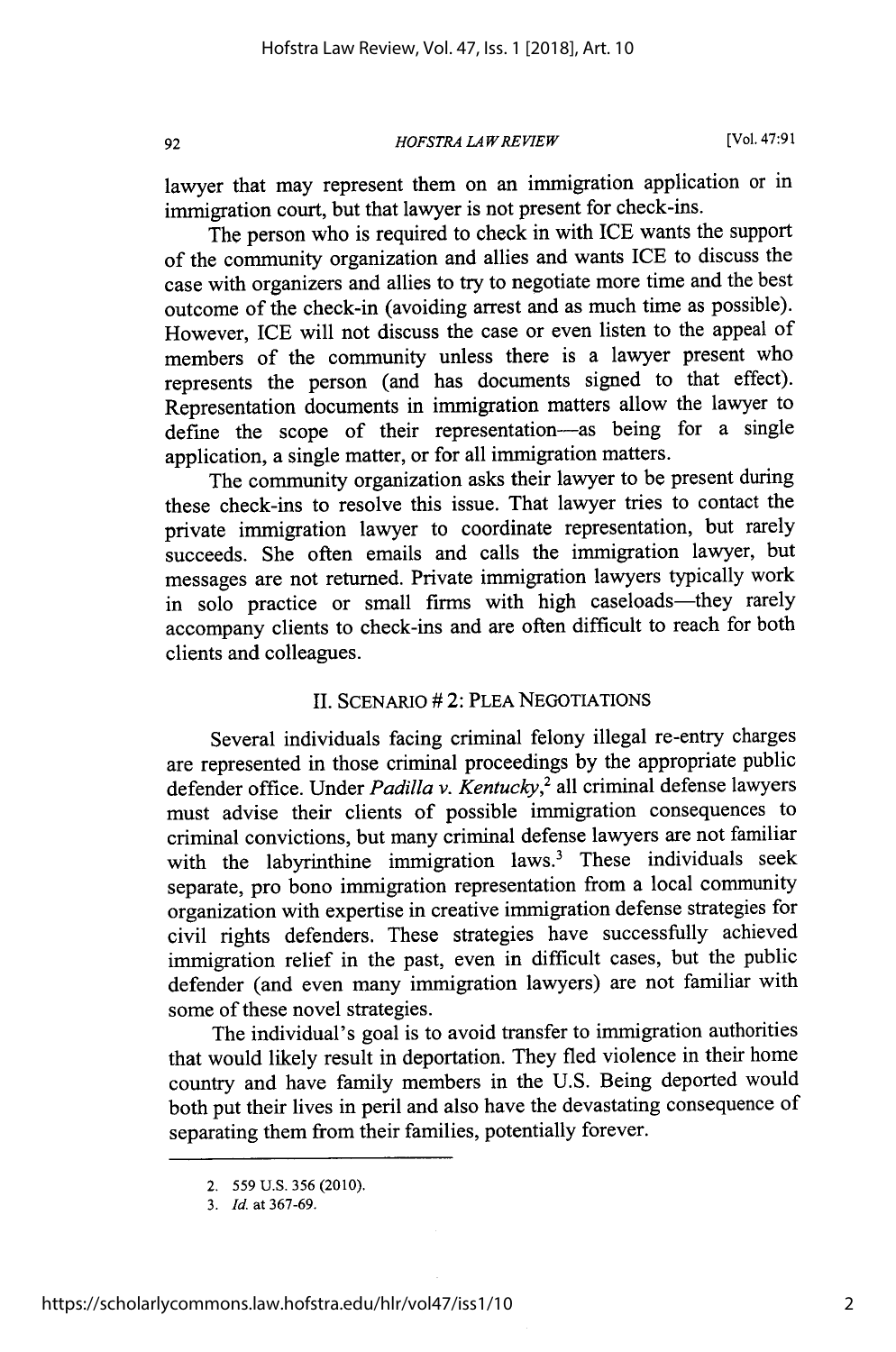lawyer that may represent them on an immigration application or in immigration court, but that lawyer is not present for check-ins.

The person who is required to check in with ICE wants the support of the community organization and allies and wants ICE to discuss the case with organizers and allies to try to negotiate more time and the best outcome of the check-in (avoiding arrest and as much time as possible). However, ICE will not discuss the case or even listen to the appeal of members of the community unless there is a lawyer present who represents the person (and has documents signed to that effect). Representation documents in immigration matters allow the lawyer to define the scope of their representation—as being for a single application, a single matter, or for all immigration matters.

The community organization asks their lawyer to be present during these check-ins to resolve this issue. That lawyer tries to contact the private immigration lawyer to coordinate representation, but rarely succeeds. She often emails and calls the immigration lawyer, but messages are not returned. Private immigration lawyers typically work in solo practice or small firms with high caseloads—they rarely accompany clients to check-ins and are often difficult to reach for both clients and colleagues.

## II. SCENARIO # 2: PLEA NEGOTIATIONS

Several individuals facing criminal felony illegal re-entry charges are represented in those criminal proceedings by the appropriate public defender office. Under *Padilla v. Kentucky*,[2] all criminal defense lawyers must advise their clients of possible immigration consequences to criminal convictions, but many criminal defense lawyers are not familiar with the labyrinthine immigration laws.[3] These individuals seek separate, pro bono immigration representation from a local community organization with expertise in creative immigration defense strategies for civil rights defenders. These strategies have successfully achieved immigration relief in the past, even in difficult cases, but the public defender (and even many immigration lawyers) are not familiar with some of these novel strategies.

The individual's goal is to avoid transfer to immigration authorities that would likely result in deportation. They fled violence in their home country and have family members in the U.S. Being deported would both put their lives in peril and also have the devastating consequence of separating them from their families, potentially forever.

---

2. 559 U.S. 356 (2010).

3. *Id.* at 367-69.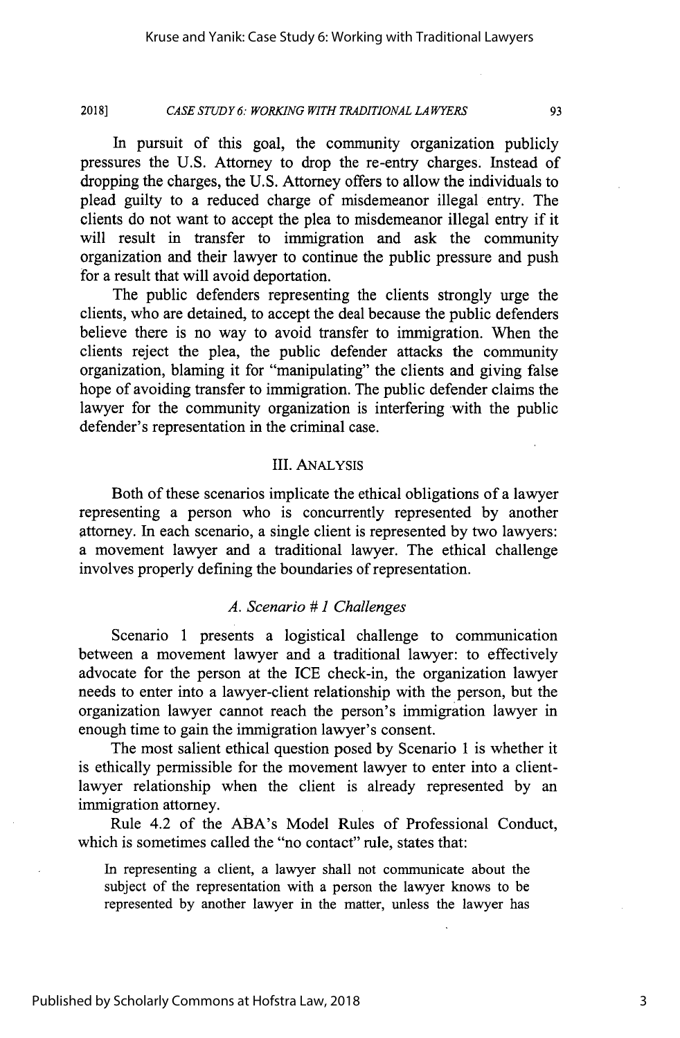In pursuit of this goal, the community organization publicly pressures the U.S. Attorney to drop the re-entry charges. Instead of dropping the charges, the U.S. Attorney offers to allow the individuals to plead guilty to a reduced charge of misdemeanor illegal entry. The clients do not want to accept the plea to misdemeanor illegal entry if it will result in transfer to immigration and ask the community organization and their lawyer to continue the public pressure and push for a result that will avoid deportation.

The public defenders representing the clients strongly urge the clients, who are detained, to accept the deal because the public defenders believe there is no way to avoid transfer to immigration. When the clients reject the plea, the public defender attacks the community organization, blaming it for "manipulating" the clients and giving false hope of avoiding transfer to immigration. The public defender claims the lawyer for the community organization is interfering with the public defender's representation in the criminal case.

## III. ANALYSIS

Both of these scenarios implicate the ethical obligations of a lawyer representing a person who is concurrently represented by another attorney. In each scenario, a single client is represented by two lawyers: a movement lawyer and a traditional lawyer. The ethical challenge involves properly defining the boundaries of representation.

### *A. Scenario # 1 Challenges*

Scenario 1 presents a logistical challenge to communication between a movement lawyer and a traditional lawyer: to effectively advocate for the person at the ICE check-in, the organization lawyer needs to enter into a lawyer-client relationship with the person, but the organization lawyer cannot reach the person's immigration lawyer in enough time to gain the immigration lawyer's consent.

The most salient ethical question posed by Scenario 1 is whether it is ethically permissible for the movement lawyer to enter into a client-lawyer relationship when the client is already represented by an immigration attorney.

Rule 4.2 of the ABA's Model Rules of Professional Conduct, which is sometimes called the "no contact" rule, states that:

> In representing a client, a lawyer shall not communicate about the subject of the representation with a person the lawyer knows to be represented by another lawyer in the matter, unless the lawyer has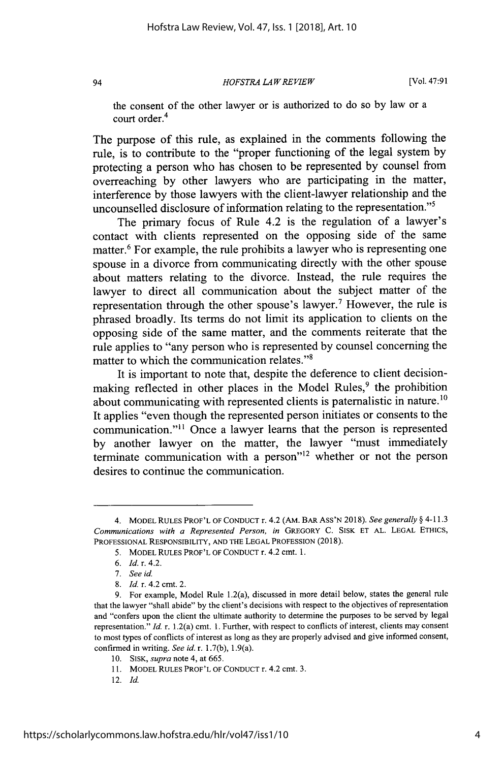the consent of the other lawyer or is authorized to do so by law or a court order.[4]

The purpose of this rule, as explained in the comments following the rule, is to contribute to the "proper functioning of the legal system by protecting a person who has chosen to be represented by counsel from overreaching by other lawyers who are participating in the matter, interference by those lawyers with the client-lawyer relationship and the uncounselled disclosure of information relating to the representation."[5]

The primary focus of Rule 4.2 is the regulation of a lawyer's contact with clients represented on the opposing side of the same matter.[6] For example, the rule prohibits a lawyer who is representing one spouse in a divorce from communicating directly with the other spouse about matters relating to the divorce. Instead, the rule requires the lawyer to direct all communication about the subject matter of the representation through the other spouse's lawyer.[7] However, the rule is phrased broadly. Its terms do not limit its application to clients on the opposing side of the same matter, and the comments reiterate that the rule applies to "any person who is represented by counsel concerning the matter to which the communication relates."[8]

It is important to note that, despite the deference to client decision-making reflected in other places in the Model Rules,[9] the prohibition about communicating with represented clients is paternalistic in nature.[10] It applies "even though the represented person initiates or consents to the communication."[11] Once a lawyer learns that the person is represented by another lawyer on the matter, the lawyer "must immediately terminate communication with a person"[12] whether or not the person desires to continue the communication.

---

4. MODEL RULES PROF'L OF CONDUCT r. 4.2 (AM. BAR ASS'N 2018). *See generally* § 4-11.3 *Communications with a Represented Person*, *in* GREGORY C. SISK ET AL. LEGAL ETHICS, PROFESSIONAL RESPONSIBILITY, AND THE LEGAL PROFESSION (2018).

5. MODEL RULES PROF'L OF CONDUCT r. 4.2 cmt. 1.

6. *Id.* r. 4.2.

7. *See id.*

8. *Id.* r. 4.2 cmt. 2.

9. For example, Model Rule 1.2(a), discussed in more detail below, states the general rule that the lawyer "shall abide" by the client's decisions with respect to the objectives of representation and "confers upon the client the ultimate authority to determine the purposes to be served by legal representation." *Id.* r. 1.2(a) cmt. 1. Further, with respect to conflicts of interest, clients may consent to most types of conflicts of interest as long as they are properly advised and give informed consent, confirmed in writing. *See id.* r. 1.7(b), 1.9(a).

10. SISK, *supra* note 4, at 665.

11. MODEL RULES PROF'L OF CONDUCT r. 4.2 cmt. 3.

12. *Id.*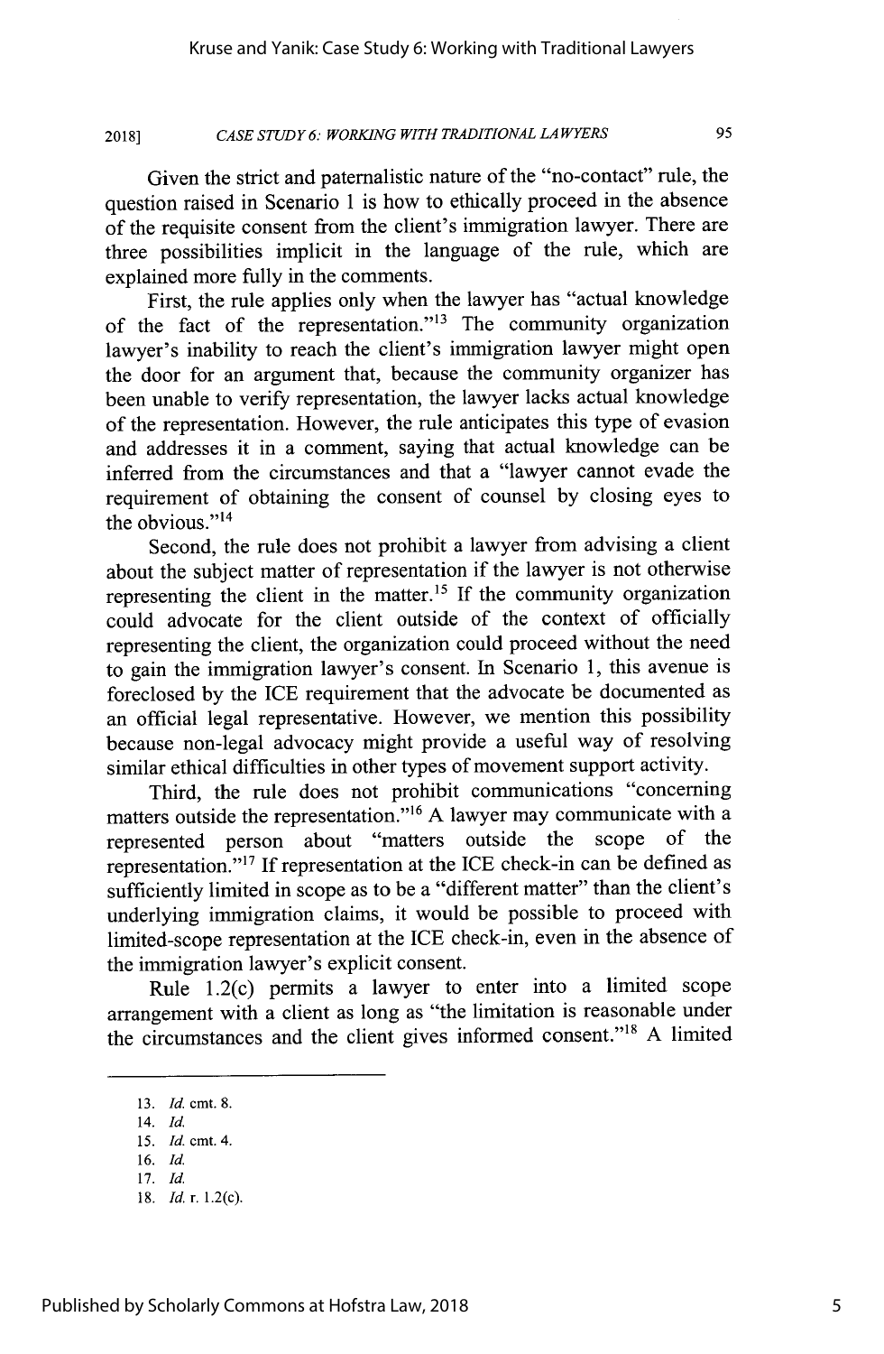Given the strict and paternalistic nature of the "no-contact" rule, the question raised in Scenario 1 is how to ethically proceed in the absence of the requisite consent from the client's immigration lawyer. There are three possibilities implicit in the language of the rule, which are explained more fully in the comments.

First, the rule applies only when the lawyer has "actual knowledge of the fact of the representation."[13] The community organization lawyer's inability to reach the client's immigration lawyer might open the door for an argument that, because the community organizer has been unable to verify representation, the lawyer lacks actual knowledge of the representation. However, the rule anticipates this type of evasion and addresses it in a comment, saying that actual knowledge can be inferred from the circumstances and that a "lawyer cannot evade the requirement of obtaining the consent of counsel by closing eyes to the obvious."[14]

Second, the rule does not prohibit a lawyer from advising a client about the subject matter of representation if the lawyer is not otherwise representing the client in the matter.[15] If the community organization could advocate for the client outside of the context of officially representing the client, the organization could proceed without the need to gain the immigration lawyer's consent. In Scenario 1, this avenue is foreclosed by the ICE requirement that the advocate be documented as an official legal representative. However, we mention this possibility because non-legal advocacy might provide a useful way of resolving similar ethical difficulties in other types of movement support activity.

Third, the rule does not prohibit communications "concerning matters outside the representation."[16] A lawyer may communicate with a represented person about "matters outside the scope of the representation."[17] If representation at the ICE check-in can be defined as sufficiently limited in scope as to be a "different matter" than the client's underlying immigration claims, it would be possible to proceed with limited-scope representation at the ICE check-in, even in the absence of the immigration lawyer's explicit consent.

Rule 1.2(c) permits a lawyer to enter into a limited scope arrangement with a client as long as "the limitation is reasonable under the circumstances and the client gives informed consent."[18] A limited

---

13. *Id.* cmt. 8.
14. *Id.*
15. *Id.* cmt. 4.
16. *Id.*
17. *Id.*
18. *Id.* r. 1.2(c).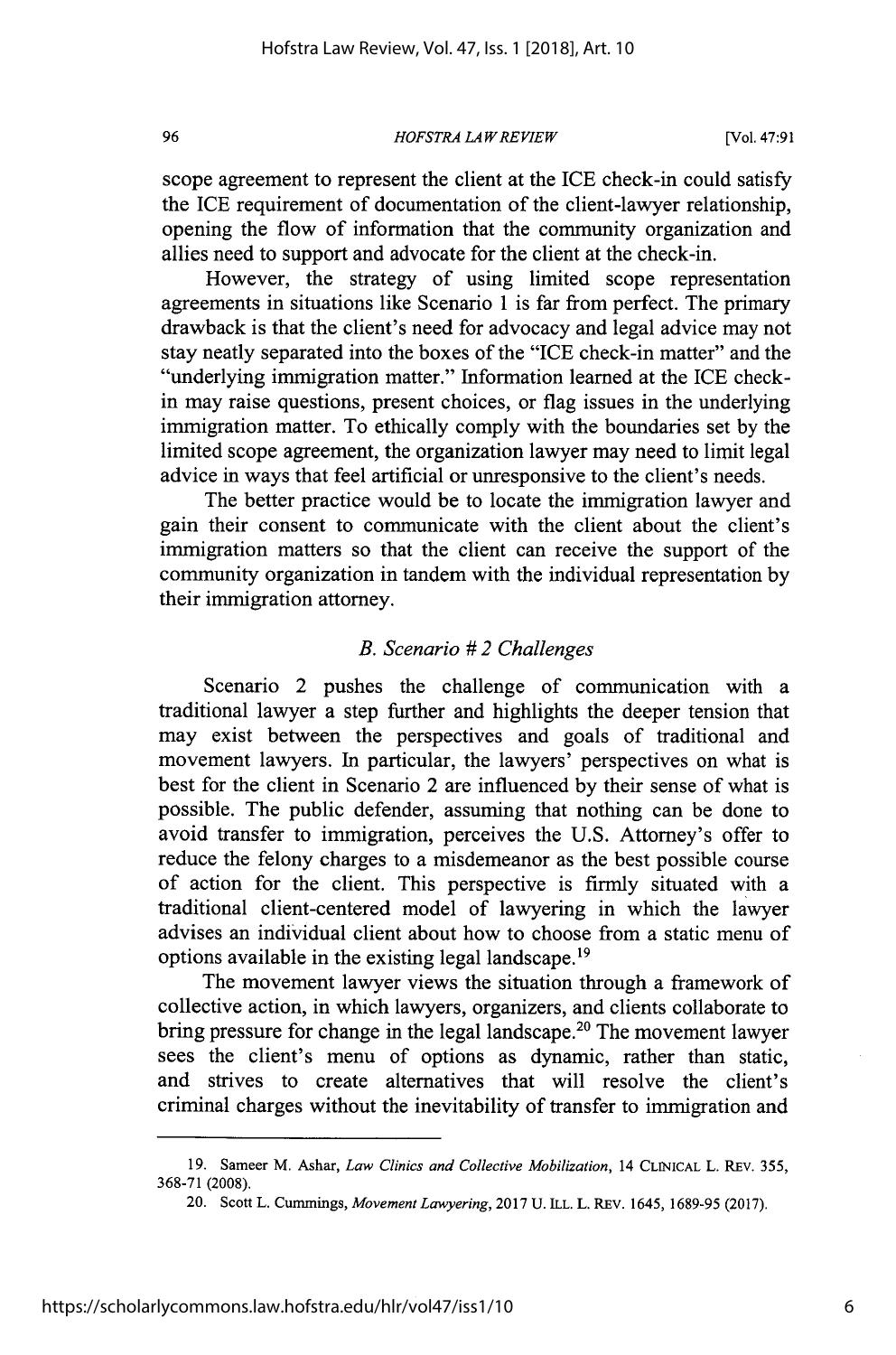scope agreement to represent the client at the ICE check-in could satisfy the ICE requirement of documentation of the client-lawyer relationship, opening the flow of information that the community organization and allies need to support and advocate for the client at the check-in.

However, the strategy of using limited scope representation agreements in situations like Scenario 1 is far from perfect. The primary drawback is that the client's need for advocacy and legal advice may not stay neatly separated into the boxes of the "ICE check-in matter" and the "underlying immigration matter." Information learned at the ICE check-in may raise questions, present choices, or flag issues in the underlying immigration matter. To ethically comply with the boundaries set by the limited scope agreement, the organization lawyer may need to limit legal advice in ways that feel artificial or unresponsive to the client's needs.

The better practice would be to locate the immigration lawyer and gain their consent to communicate with the client about the client's immigration matters so that the client can receive the support of the community organization in tandem with the individual representation by their immigration attorney.

### *B. Scenario # 2 Challenges*

Scenario 2 pushes the challenge of communication with a traditional lawyer a step further and highlights the deeper tension that may exist between the perspectives and goals of traditional and movement lawyers. In particular, the lawyers' perspectives on what is best for the client in Scenario 2 are influenced by their sense of what is possible. The public defender, assuming that nothing can be done to avoid transfer to immigration, perceives the U.S. Attorney's offer to reduce the felony charges to a misdemeanor as the best possible course of action for the client. This perspective is firmly situated with a traditional client-centered model of lawyering in which the lawyer advises an individual client about how to choose from a static menu of options available in the existing legal landscape.[19]

The movement lawyer views the situation through a framework of collective action, in which lawyers, organizers, and clients collaborate to bring pressure for change in the legal landscape.[20] The movement lawyer sees the client's menu of options as dynamic, rather than static, and strives to create alternatives that will resolve the client's criminal charges without the inevitability of transfer to immigration and

---

19. Sameer M. Ashar, *Law Clinics and Collective Mobilization*, 14 CLINICAL L. REV. 355, 368-71 (2008).

20. Scott L. Cummings, *Movement Lawyering*, 2017 U. ILL. L. REV. 1645, 1689-95 (2017).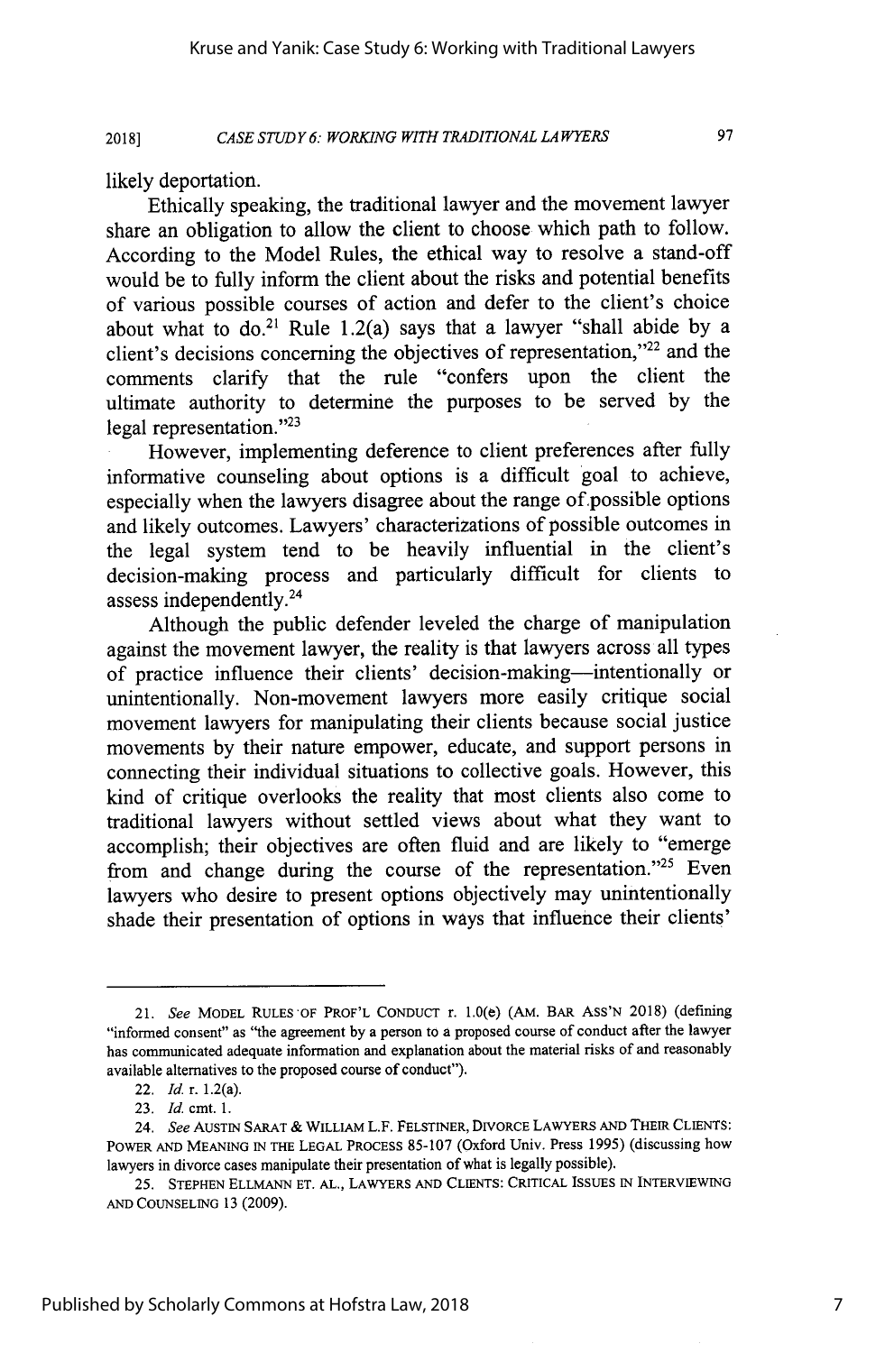likely deportation.

Ethically speaking, the traditional lawyer and the movement lawyer share an obligation to allow the client to choose which path to follow. According to the Model Rules, the ethical way to resolve a stand-off would be to fully inform the client about the risks and potential benefits of various possible courses of action and defer to the client's choice about what to do.[21] Rule 1.2(a) says that a lawyer "shall abide by a client's decisions concerning the objectives of representation,"[22] and the comments clarify that the rule "confers upon the client the ultimate authority to determine the purposes to be served by the legal representation."[23]

However, implementing deference to client preferences after fully informative counseling about options is a difficult goal to achieve, especially when the lawyers disagree about the range of possible options and likely outcomes. Lawyers' characterizations of possible outcomes in the legal system tend to be heavily influential in the client's decision-making process and particularly difficult for clients to assess independently.[24]

Although the public defender leveled the charge of manipulation against the movement lawyer, the reality is that lawyers across all types of practice influence their clients' decision-making—intentionally or unintentionally. Non-movement lawyers more easily critique social movement lawyers for manipulating their clients because social justice movements by their nature empower, educate, and support persons in connecting their individual situations to collective goals. However, this kind of critique overlooks the reality that most clients also come to traditional lawyers without settled views about what they want to accomplish; their objectives are often fluid and are likely to "emerge from and change during the course of the representation."[25] Even lawyers who desire to present options objectively may unintentionally shade their presentation of options in ways that influence their clients'

---

21. *See* MODEL RULES OF PROF'L CONDUCT r. 1.0(e) (AM. BAR ASS'N 2018) (defining "informed consent" as "the agreement by a person to a proposed course of conduct after the lawyer has communicated adequate information and explanation about the material risks of and reasonably available alternatives to the proposed course of conduct").

22. *Id.* r. 1.2(a).

23. *Id.* cmt. 1.

24. *See* AUSTIN SARAT & WILLIAM L.F. FELSTINER, DIVORCE LAWYERS AND THEIR CLIENTS: POWER AND MEANING IN THE LEGAL PROCESS 85-107 (Oxford Univ. Press 1995) (discussing how lawyers in divorce cases manipulate their presentation of what is legally possible).

25. STEPHEN ELLMANN ET. AL., LAWYERS AND CLIENTS: CRITICAL ISSUES IN INTERVIEWING AND COUNSELING 13 (2009).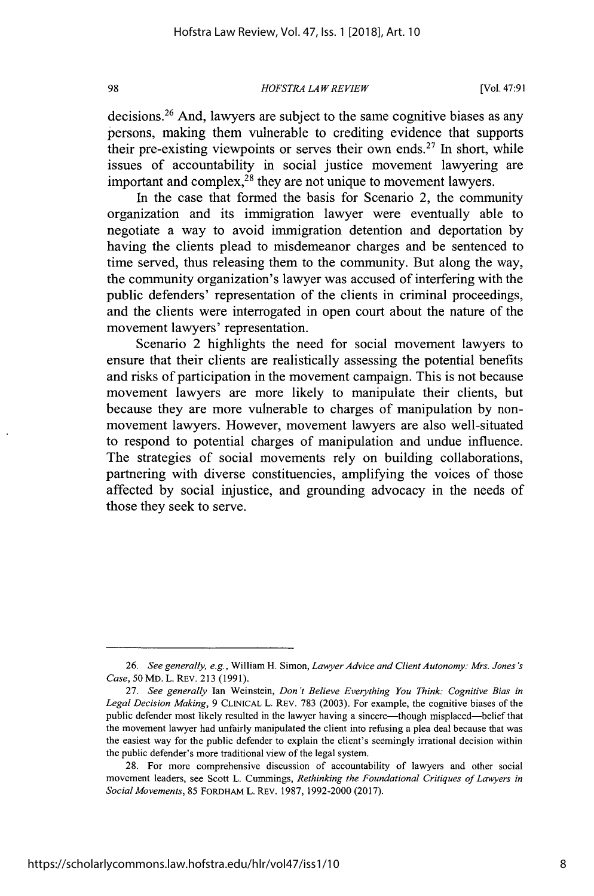decisions.[26] And, lawyers are subject to the same cognitive biases as any persons, making them vulnerable to crediting evidence that supports their pre-existing viewpoints or serves their own ends.[27] In short, while issues of accountability in social justice movement lawyering are important and complex,[28] they are not unique to movement lawyers.

In the case that formed the basis for Scenario 2, the community organization and its immigration lawyer were eventually able to negotiate a way to avoid immigration detention and deportation by having the clients plead to misdemeanor charges and be sentenced to time served, thus releasing them to the community. But along the way, the community organization's lawyer was accused of interfering with the public defenders' representation of the clients in criminal proceedings, and the clients were interrogated in open court about the nature of the movement lawyers' representation.

Scenario 2 highlights the need for social movement lawyers to ensure that their clients are realistically assessing the potential benefits and risks of participation in the movement campaign. This is not because movement lawyers are more likely to manipulate their clients, but because they are more vulnerable to charges of manipulation by non-movement lawyers. However, movement lawyers are also well-situated to respond to potential charges of manipulation and undue influence. The strategies of social movements rely on building collaborations, partnering with diverse constituencies, amplifying the voices of those affected by social injustice, and grounding advocacy in the needs of those they seek to serve.

---

26. *See generally, e.g.*, William H. Simon, *Lawyer Advice and Client Autonomy: Mrs. Jones's Case*, 50 MD. L. REV. 213 (1991).

27. *See generally* Ian Weinstein, *Don't Believe Everything You Think: Cognitive Bias in Legal Decision Making*, 9 CLINICAL L. REV. 783 (2003). For example, the cognitive biases of the public defender most likely resulted in the lawyer having a sincere—though misplaced—belief that the movement lawyer had unfairly manipulated the client into refusing a plea deal because that was the easiest way for the public defender to explain the client's seemingly irrational decision within the public defender's more traditional view of the legal system.

28. For more comprehensive discussion of accountability of lawyers and other social movement leaders, see Scott L. Cummings, *Rethinking the Foundational Critiques of Lawyers in Social Movements*, 85 FORDHAM L. REV. 1987, 1992-2000 (2017).